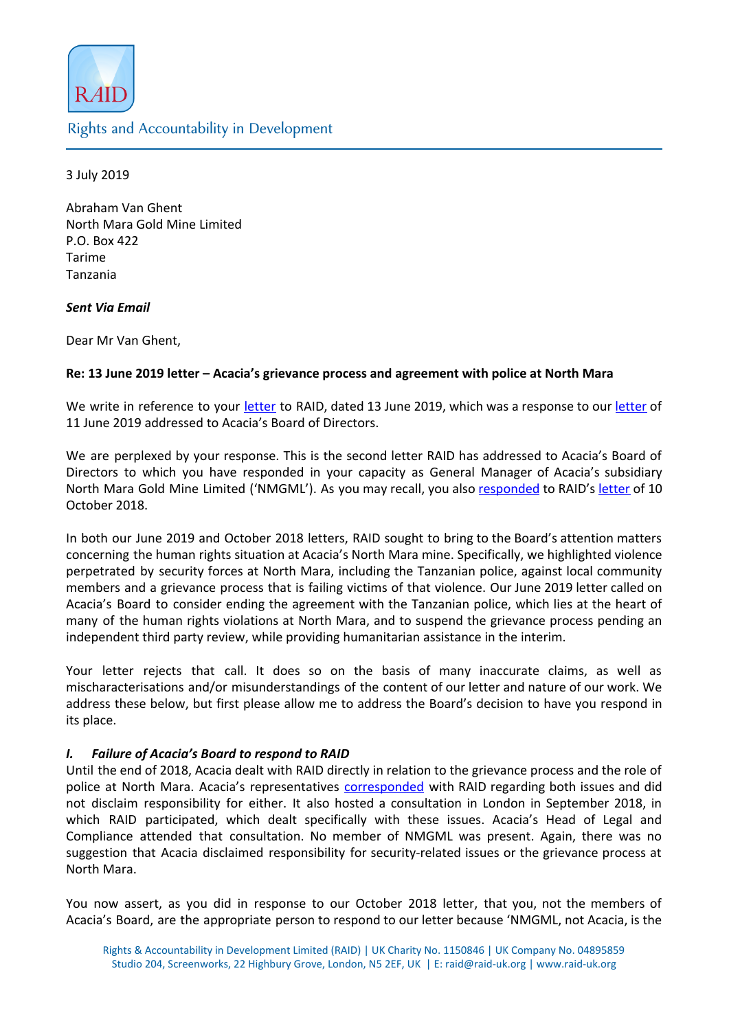RAID

Rights and Accountability in Development

3 July 2019

Abraham Van Ghent
North Mara Gold Mine Limited
P.O. Box 422
Tarime
Tanzania

***Sent Via Email***

Dear Mr Van Ghent,

**Re: 13 June 2019 letter – Acacia's grievance process and agreement with police at North Mara**

We write in reference to your letter to RAID, dated 13 June 2019, which was a response to our letter of 11 June 2019 addressed to Acacia's Board of Directors.

We are perplexed by your response. This is the second letter RAID has addressed to Acacia's Board of Directors to which you have responded in your capacity as General Manager of Acacia's subsidiary North Mara Gold Mine Limited ('NMGML'). As you may recall, you also responded to RAID's letter of 10 October 2018.

In both our June 2019 and October 2018 letters, RAID sought to bring to the Board's attention matters concerning the human rights situation at Acacia's North Mara mine. Specifically, we highlighted violence perpetrated by security forces at North Mara, including the Tanzanian police, against local community members and a grievance process that is failing victims of that violence. Our June 2019 letter called on Acacia's Board to consider ending the agreement with the Tanzanian police, which lies at the heart of many of the human rights violations at North Mara, and to suspend the grievance process pending an independent third party review, while providing humanitarian assistance in the interim.

Your letter rejects that call. It does so on the basis of many inaccurate claims, as well as mischaracterisations and/or misunderstandings of the content of our letter and nature of our work. We address these below, but first please allow me to address the Board's decision to have you respond in its place.

### *I. Failure of Acacia's Board to respond to RAID*

Until the end of 2018, Acacia dealt with RAID directly in relation to the grievance process and the role of police at North Mara. Acacia's representatives corresponded with RAID regarding both issues and did not disclaim responsibility for either. It also hosted a consultation in London in September 2018, in which RAID participated, which dealt specifically with these issues. Acacia's Head of Legal and Compliance attended that consultation. No member of NMGML was present. Again, there was no suggestion that Acacia disclaimed responsibility for security-related issues or the grievance process at North Mara.

You now assert, as you did in response to our October 2018 letter, that you, not the members of Acacia's Board, are the appropriate person to respond to our letter because 'NMGML, not Acacia, is the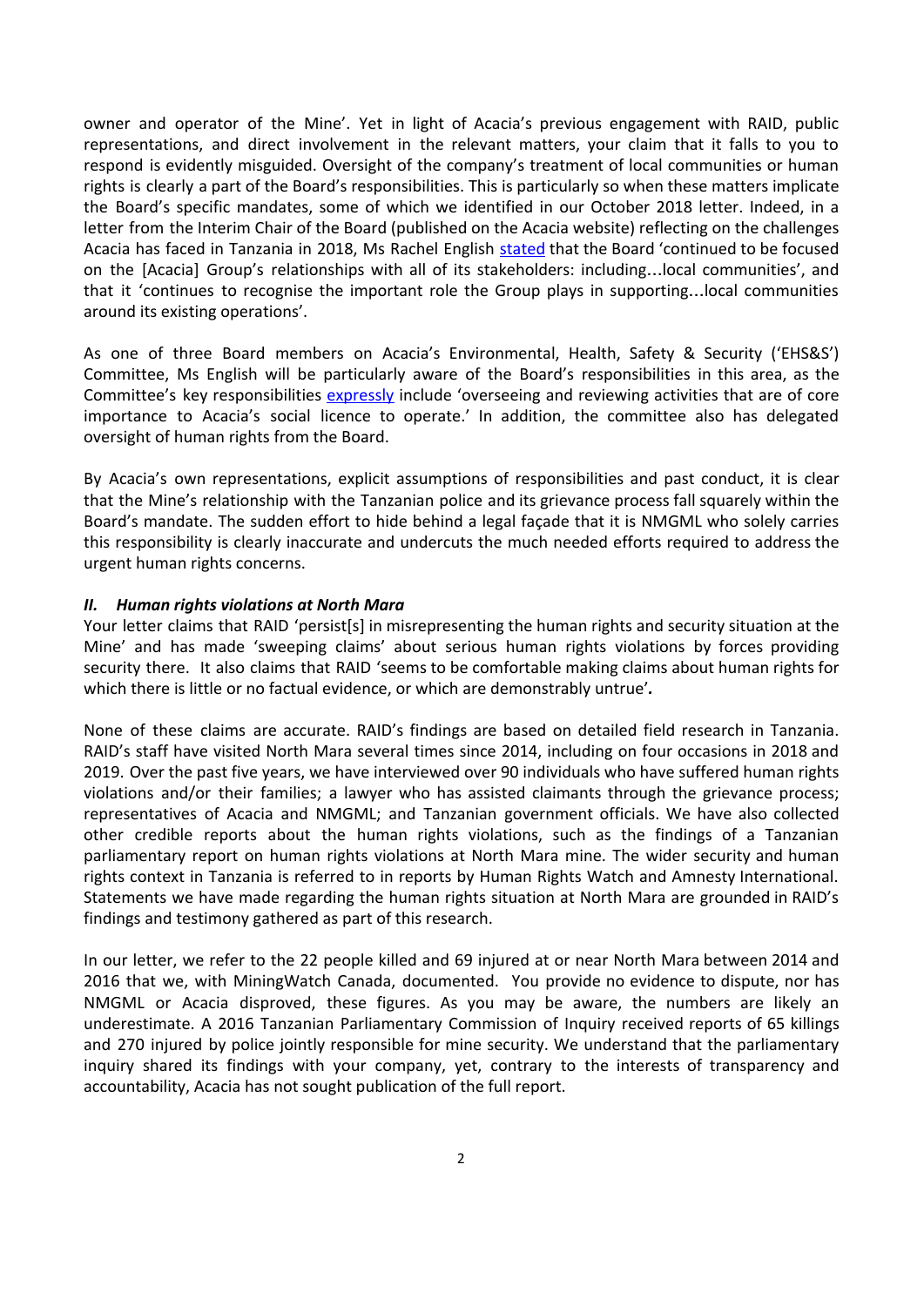owner and operator of the Mine'. Yet in light of Acacia's previous engagement with RAID, public representations, and direct involvement in the relevant matters, your claim that it falls to you to respond is evidently misguided. Oversight of the company's treatment of local communities or human rights is clearly a part of the Board's responsibilities. This is particularly so when these matters implicate the Board's specific mandates, some of which we identified in our October 2018 letter. Indeed, in a letter from the Interim Chair of the Board (published on the Acacia website) reflecting on the challenges Acacia has faced in Tanzania in 2018, Ms Rachel English stated that the Board 'continued to be focused on the [Acacia] Group's relationships with all of its stakeholders: including…local communities', and that it 'continues to recognise the important role the Group plays in supporting…local communities around its existing operations'.

As one of three Board members on Acacia's Environmental, Health, Safety & Security ('EHS&S') Committee, Ms English will be particularly aware of the Board's responsibilities in this area, as the Committee's key responsibilities expressly include 'overseeing and reviewing activities that are of core importance to Acacia's social licence to operate.' In addition, the committee also has delegated oversight of human rights from the Board.

By Acacia's own representations, explicit assumptions of responsibilities and past conduct, it is clear that the Mine's relationship with the Tanzanian police and its grievance process fall squarely within the Board's mandate. The sudden effort to hide behind a legal façade that it is NMGML who solely carries this responsibility is clearly inaccurate and undercuts the much needed efforts required to address the urgent human rights concerns.

### *II. Human rights violations at North Mara*

Your letter claims that RAID 'persist[s] in misrepresenting the human rights and security situation at the Mine' and has made 'sweeping claims' about serious human rights violations by forces providing security there. It also claims that RAID 'seems to be comfortable making claims about human rights for which there is little or no factual evidence, or which are demonstrably untrue'.

None of these claims are accurate. RAID's findings are based on detailed field research in Tanzania. RAID's staff have visited North Mara several times since 2014, including on four occasions in 2018 and 2019. Over the past five years, we have interviewed over 90 individuals who have suffered human rights violations and/or their families; a lawyer who has assisted claimants through the grievance process; representatives of Acacia and NMGML; and Tanzanian government officials. We have also collected other credible reports about the human rights violations, such as the findings of a Tanzanian parliamentary report on human rights violations at North Mara mine. The wider security and human rights context in Tanzania is referred to in reports by Human Rights Watch and Amnesty International. Statements we have made regarding the human rights situation at North Mara are grounded in RAID's findings and testimony gathered as part of this research.

In our letter, we refer to the 22 people killed and 69 injured at or near North Mara between 2014 and 2016 that we, with MiningWatch Canada, documented. You provide no evidence to dispute, nor has NMGML or Acacia disproved, these figures. As you may be aware, the numbers are likely an underestimate. A 2016 Tanzanian Parliamentary Commission of Inquiry received reports of 65 killings and 270 injured by police jointly responsible for mine security. We understand that the parliamentary inquiry shared its findings with your company, yet, contrary to the interests of transparency and accountability, Acacia has not sought publication of the full report.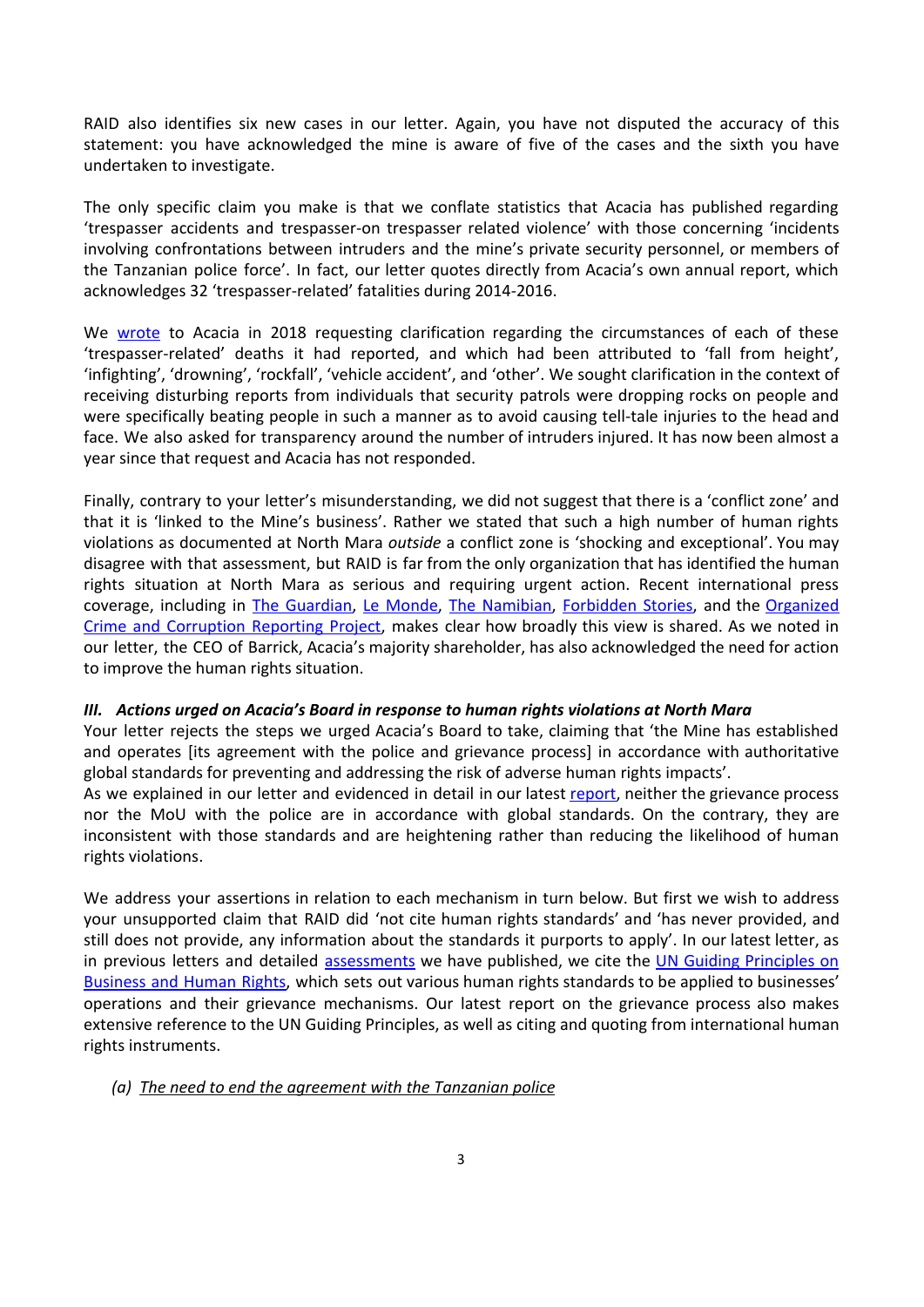RAID also identifies six new cases in our letter. Again, you have not disputed the accuracy of this statement: you have acknowledged the mine is aware of five of the cases and the sixth you have undertaken to investigate.

The only specific claim you make is that we conflate statistics that Acacia has published regarding 'trespasser accidents and trespasser-on trespasser related violence' with those concerning 'incidents involving confrontations between intruders and the mine's private security personnel, or members of the Tanzanian police force'. In fact, our letter quotes directly from Acacia's own annual report, which acknowledges 32 'trespasser-related' fatalities during 2014-2016.

We wrote to Acacia in 2018 requesting clarification regarding the circumstances of each of these 'trespasser-related' deaths it had reported, and which had been attributed to 'fall from height', 'infighting', 'drowning', 'rockfall', 'vehicle accident', and 'other'. We sought clarification in the context of receiving disturbing reports from individuals that security patrols were dropping rocks on people and were specifically beating people in such a manner as to avoid causing tell-tale injuries to the head and face. We also asked for transparency around the number of intruders injured. It has now been almost a year since that request and Acacia has not responded.

Finally, contrary to your letter's misunderstanding, we did not suggest that there is a 'conflict zone' and that it is 'linked to the Mine's business'. Rather we stated that such a high number of human rights violations as documented at North Mara *outside* a conflict zone is 'shocking and exceptional'. You may disagree with that assessment, but RAID is far from the only organization that has identified the human rights situation at North Mara as serious and requiring urgent action. Recent international press coverage, including in The Guardian, Le Monde, The Namibian, Forbidden Stories, and the Organized Crime and Corruption Reporting Project, makes clear how broadly this view is shared. As we noted in our letter, the CEO of Barrick, Acacia's majority shareholder, has also acknowledged the need for action to improve the human rights situation.

### *III. Actions urged on Acacia's Board in response to human rights violations at North Mara*

Your letter rejects the steps we urged Acacia's Board to take, claiming that 'the Mine has established and operates [its agreement with the police and grievance process] in accordance with authoritative global standards for preventing and addressing the risk of adverse human rights impacts'.

As we explained in our letter and evidenced in detail in our latest report, neither the grievance process nor the MoU with the police are in accordance with global standards. On the contrary, they are inconsistent with those standards and are heightening rather than reducing the likelihood of human rights violations.

We address your assertions in relation to each mechanism in turn below. But first we wish to address your unsupported claim that RAID did 'not cite human rights standards' and 'has never provided, and still does not provide, any information about the standards it purports to apply'. In our latest letter, as in previous letters and detailed assessments we have published, we cite the UN Guiding Principles on Business and Human Rights, which sets out various human rights standards to be applied to businesses' operations and their grievance mechanisms. Our latest report on the grievance process also makes extensive reference to the UN Guiding Principles, as well as citing and quoting from international human rights instruments.

*(a) The need to end the agreement with the Tanzanian police*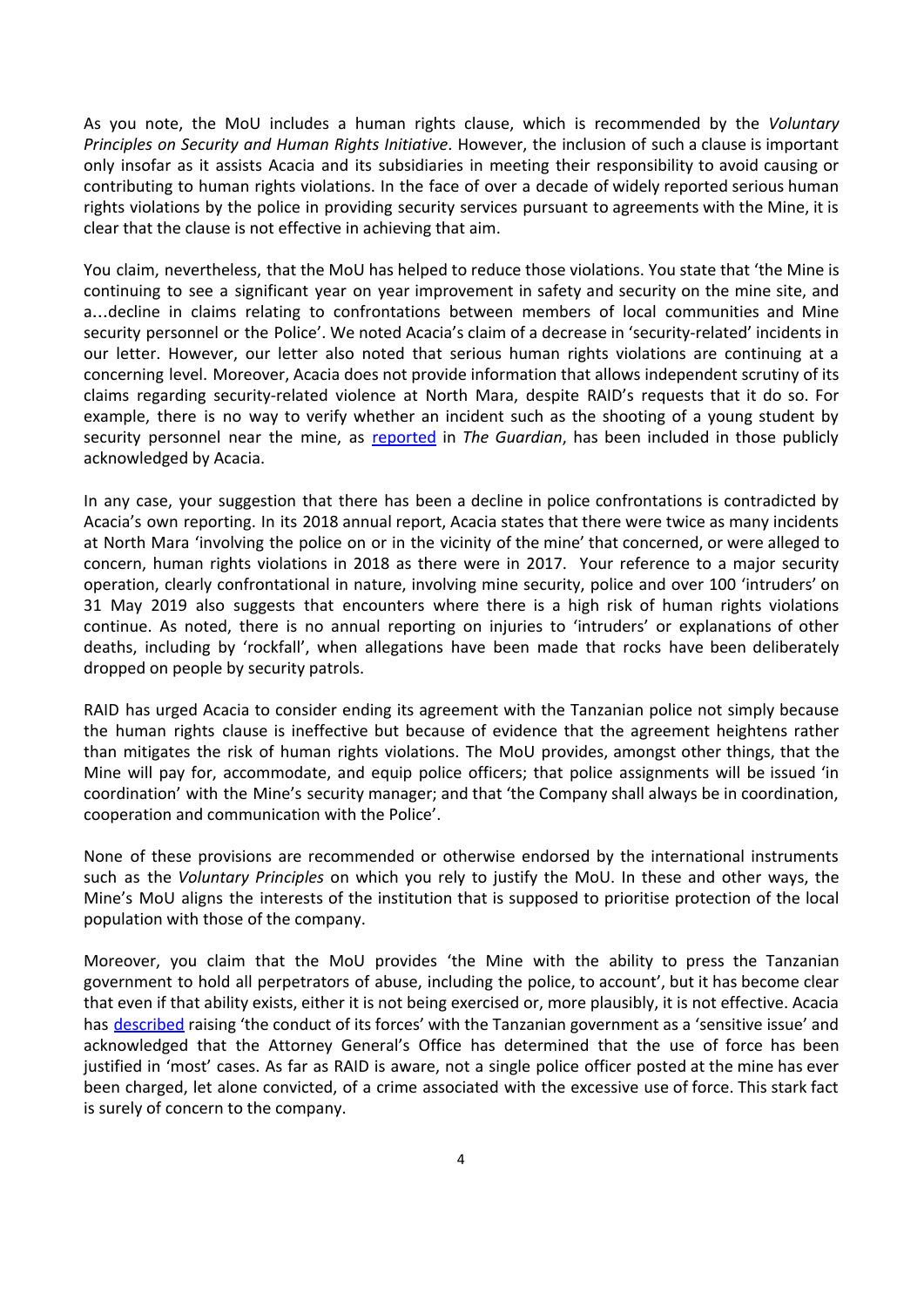As you note, the MoU includes a human rights clause, which is recommended by the *Voluntary Principles on Security and Human Rights Initiative*. However, the inclusion of such a clause is important only insofar as it assists Acacia and its subsidiaries in meeting their responsibility to avoid causing or contributing to human rights violations. In the face of over a decade of widely reported serious human rights violations by the police in providing security services pursuant to agreements with the Mine, it is clear that the clause is not effective in achieving that aim.

You claim, nevertheless, that the MoU has helped to reduce those violations. You state that 'the Mine is continuing to see a significant year on year improvement in safety and security on the mine site, and a…decline in claims relating to confrontations between members of local communities and Mine security personnel or the Police'. We noted Acacia's claim of a decrease in 'security-related' incidents in our letter. However, our letter also noted that serious human rights violations are continuing at a concerning level. Moreover, Acacia does not provide information that allows independent scrutiny of its claims regarding security-related violence at North Mara, despite RAID's requests that it do so. For example, there is no way to verify whether an incident such as the shooting of a young student by security personnel near the mine, as reported in *The Guardian*, has been included in those publicly acknowledged by Acacia.

In any case, your suggestion that there has been a decline in police confrontations is contradicted by Acacia's own reporting. In its 2018 annual report, Acacia states that there were twice as many incidents at North Mara 'involving the police on or in the vicinity of the mine' that concerned, or were alleged to concern, human rights violations in 2018 as there were in 2017. Your reference to a major security operation, clearly confrontational in nature, involving mine security, police and over 100 'intruders' on 31 May 2019 also suggests that encounters where there is a high risk of human rights violations continue. As noted, there is no annual reporting on injuries to 'intruders' or explanations of other deaths, including by 'rockfall', when allegations have been made that rocks have been deliberately dropped on people by security patrols.

RAID has urged Acacia to consider ending its agreement with the Tanzanian police not simply because the human rights clause is ineffective but because of evidence that the agreement heightens rather than mitigates the risk of human rights violations. The MoU provides, amongst other things, that the Mine will pay for, accommodate, and equip police officers; that police assignments will be issued 'in coordination' with the Mine's security manager; and that 'the Company shall always be in coordination, cooperation and communication with the Police'.

None of these provisions are recommended or otherwise endorsed by the international instruments such as the *Voluntary Principles* on which you rely to justify the MoU. In these and other ways, the Mine's MoU aligns the interests of the institution that is supposed to prioritise protection of the local population with those of the company.

Moreover, you claim that the MoU provides 'the Mine with the ability to press the Tanzanian government to hold all perpetrators of abuse, including the police, to account', but it has become clear that even if that ability exists, either it is not being exercised or, more plausibly, it is not effective. Acacia has described raising 'the conduct of its forces' with the Tanzanian government as a 'sensitive issue' and acknowledged that the Attorney General's Office has determined that the use of force has been justified in 'most' cases. As far as RAID is aware, not a single police officer posted at the mine has ever been charged, let alone convicted, of a crime associated with the excessive use of force. This stark fact is surely of concern to the company.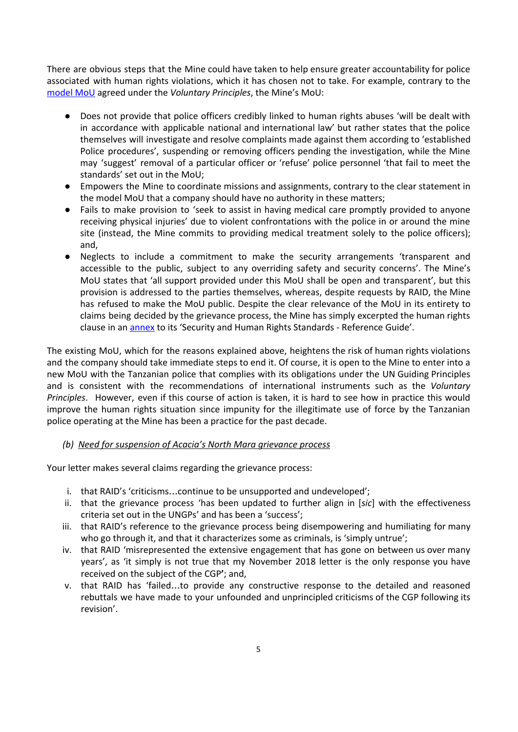There are obvious steps that the Mine could have taken to help ensure greater accountability for police associated with human rights violations, which it has chosen not to take. For example, contrary to the [model MoU](#) agreed under the *Voluntary Principles*, the Mine's MoU:

- Does not provide that police officers credibly linked to human rights abuses 'will be dealt with in accordance with applicable national and international law' but rather states that the police themselves will investigate and resolve complaints made against them according to 'established Police procedures', suspending or removing officers pending the investigation, while the Mine may 'suggest' removal of a particular officer or 'refuse' police personnel 'that fail to meet the standards' set out in the MoU;
- Empowers the Mine to coordinate missions and assignments, contrary to the clear statement in the model MoU that a company should have no authority in these matters;
- Fails to make provision to 'seek to assist in having medical care promptly provided to anyone receiving physical injuries' due to violent confrontations with the police in or around the mine site (instead, the Mine commits to providing medical treatment solely to the police officers); and,
- Neglects to include a commitment to make the security arrangements 'transparent and accessible to the public, subject to any overriding safety and security concerns'. The Mine's MoU states that 'all support provided under this MoU shall be open and transparent', but this provision is addressed to the parties themselves, whereas, despite requests by RAID, the Mine has refused to make the MoU public. Despite the clear relevance of the MoU in its entirety to claims being decided by the grievance process, the Mine has simply excerpted the human rights clause in an [annex](#) to its 'Security and Human Rights Standards - Reference Guide'.

The existing MoU, which for the reasons explained above, heightens the risk of human rights violations and the company should take immediate steps to end it. Of course, it is open to the Mine to enter into a new MoU with the Tanzanian police that complies with its obligations under the UN Guiding Principles and is consistent with the recommendations of international instruments such as the *Voluntary Principles*. However, even if this course of action is taken, it is hard to see how in practice this would improve the human rights situation since impunity for the illegitimate use of force by the Tanzanian police operating at the Mine has been a practice for the past decade.

*(b) Need for suspension of Acacia's North Mara grievance process*

Your letter makes several claims regarding the grievance process:

i. that RAID's 'criticisms…continue to be unsupported and undeveloped';
ii. that the grievance process 'has been updated to further align in [*sic*] with the effectiveness criteria set out in the UNGPs' and has been a 'success';
iii. that RAID's reference to the grievance process being disempowering and humiliating for many who go through it, and that it characterizes some as criminals, is 'simply untrue';
iv. that RAID 'misrepresented the extensive engagement that has gone on between us over many years', as 'it simply is not true that my November 2018 letter is the only response you have received on the subject of the CGP'; and,
v. that RAID has 'failed…to provide any constructive response to the detailed and reasoned rebuttals we have made to your unfounded and unprincipled criticisms of the CGP following its revision'.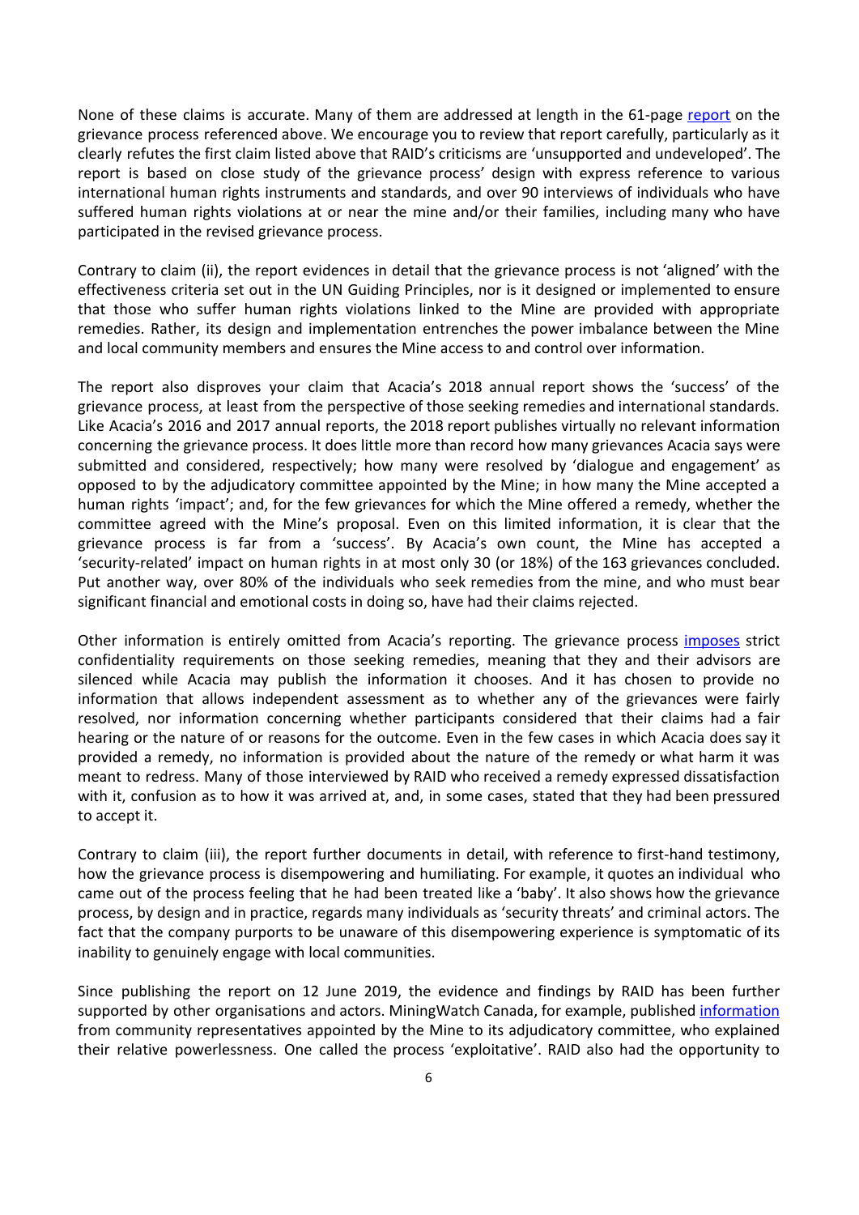None of these claims is accurate. Many of them are addressed at length in the 61-page report on the grievance process referenced above. We encourage you to review that report carefully, particularly as it clearly refutes the first claim listed above that RAID's criticisms are 'unsupported and undeveloped'. The report is based on close study of the grievance process' design with express reference to various international human rights instruments and standards, and over 90 interviews of individuals who have suffered human rights violations at or near the mine and/or their families, including many who have participated in the revised grievance process.

Contrary to claim (ii), the report evidences in detail that the grievance process is not 'aligned' with the effectiveness criteria set out in the UN Guiding Principles, nor is it designed or implemented to ensure that those who suffer human rights violations linked to the Mine are provided with appropriate remedies. Rather, its design and implementation entrenches the power imbalance between the Mine and local community members and ensures the Mine access to and control over information.

The report also disproves your claim that Acacia's 2018 annual report shows the 'success' of the grievance process, at least from the perspective of those seeking remedies and international standards. Like Acacia's 2016 and 2017 annual reports, the 2018 report publishes virtually no relevant information concerning the grievance process. It does little more than record how many grievances Acacia says were submitted and considered, respectively; how many were resolved by 'dialogue and engagement' as opposed to by the adjudicatory committee appointed by the Mine; in how many the Mine accepted a human rights 'impact'; and, for the few grievances for which the Mine offered a remedy, whether the committee agreed with the Mine's proposal. Even on this limited information, it is clear that the grievance process is far from a 'success'. By Acacia's own count, the Mine has accepted a 'security-related' impact on human rights in at most only 30 (or 18%) of the 163 grievances concluded. Put another way, over 80% of the individuals who seek remedies from the mine, and who must bear significant financial and emotional costs in doing so, have had their claims rejected.

Other information is entirely omitted from Acacia's reporting. The grievance process imposes strict confidentiality requirements on those seeking remedies, meaning that they and their advisors are silenced while Acacia may publish the information it chooses. And it has chosen to provide no information that allows independent assessment as to whether any of the grievances were fairly resolved, nor information concerning whether participants considered that their claims had a fair hearing or the nature of or reasons for the outcome. Even in the few cases in which Acacia does say it provided a remedy, no information is provided about the nature of the remedy or what harm it was meant to redress. Many of those interviewed by RAID who received a remedy expressed dissatisfaction with it, confusion as to how it was arrived at, and, in some cases, stated that they had been pressured to accept it.

Contrary to claim (iii), the report further documents in detail, with reference to first-hand testimony, how the grievance process is disempowering and humiliating. For example, it quotes an individual who came out of the process feeling that he had been treated like a 'baby'. It also shows how the grievance process, by design and in practice, regards many individuals as 'security threats' and criminal actors. The fact that the company purports to be unaware of this disempowering experience is symptomatic of its inability to genuinely engage with local communities.

Since publishing the report on 12 June 2019, the evidence and findings by RAID has been further supported by other organisations and actors. MiningWatch Canada, for example, published information from community representatives appointed by the Mine to its adjudicatory committee, who explained their relative powerlessness. One called the process 'exploitative'. RAID also had the opportunity to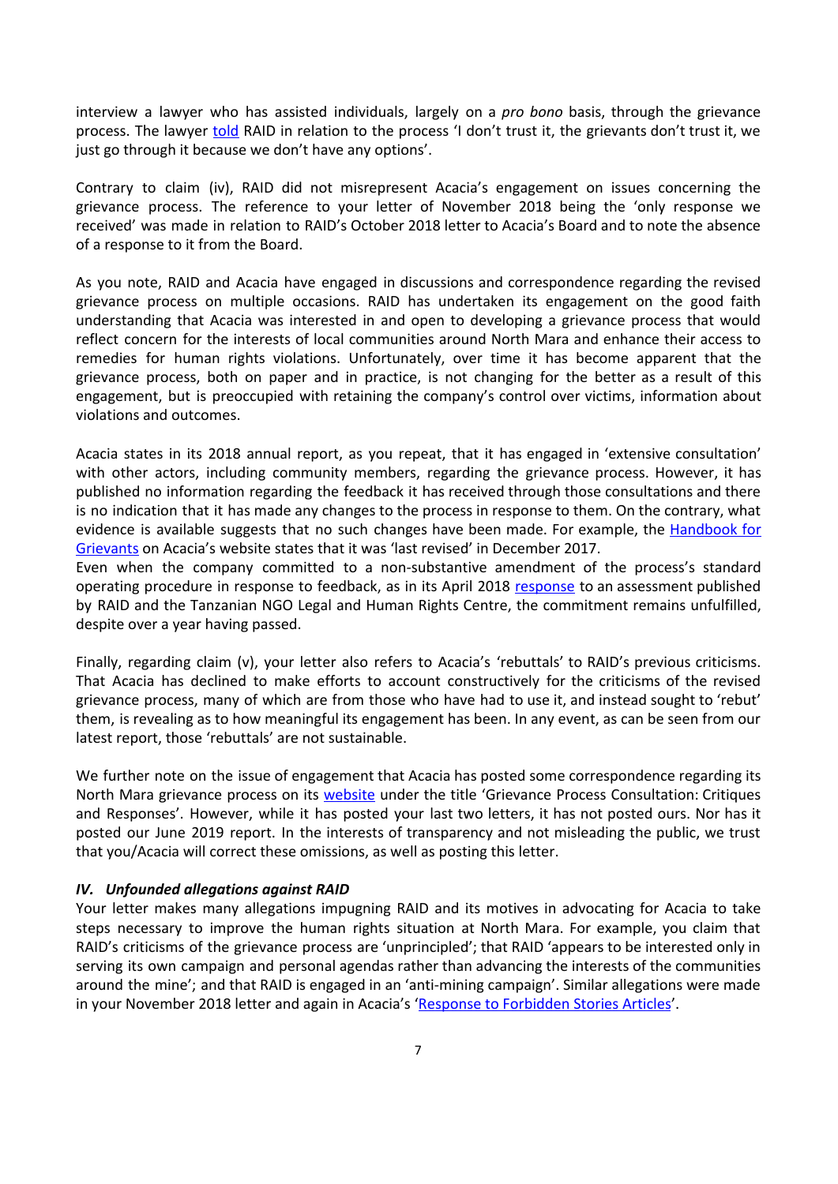interview a lawyer who has assisted individuals, largely on a *pro bono* basis, through the grievance process. The lawyer [told](told) RAID in relation to the process 'I don't trust it, the grievants don't trust it, we just go through it because we don't have any options'.

Contrary to claim (iv), RAID did not misrepresent Acacia's engagement on issues concerning the grievance process. The reference to your letter of November 2018 being the 'only response we received' was made in relation to RAID's October 2018 letter to Acacia's Board and to note the absence of a response to it from the Board.

As you note, RAID and Acacia have engaged in discussions and correspondence regarding the revised grievance process on multiple occasions. RAID has undertaken its engagement on the good faith understanding that Acacia was interested in and open to developing a grievance process that would reflect concern for the interests of local communities around North Mara and enhance their access to remedies for human rights violations. Unfortunately, over time it has become apparent that the grievance process, both on paper and in practice, is not changing for the better as a result of this engagement, but is preoccupied with retaining the company's control over victims, information about violations and outcomes.

Acacia states in its 2018 annual report, as you repeat, that it has engaged in 'extensive consultation' with other actors, including community members, regarding the grievance process. However, it has published no information regarding the feedback it has received through those consultations and there is no indication that it has made any changes to the process in response to them. On the contrary, what evidence is available suggests that no such changes have been made. For example, the Handbook for Grievants on Acacia's website states that it was 'last revised' in December 2017.

Even when the company committed to a non-substantive amendment of the process's standard operating procedure in response to feedback, as in its April 2018 response to an assessment published by RAID and the Tanzanian NGO Legal and Human Rights Centre, the commitment remains unfulfilled, despite over a year having passed.

Finally, regarding claim (v), your letter also refers to Acacia's 'rebuttals' to RAID's previous criticisms. That Acacia has declined to make efforts to account constructively for the criticisms of the revised grievance process, many of which are from those who have had to use it, and instead sought to 'rebut' them, is revealing as to how meaningful its engagement has been. In any event, as can be seen from our latest report, those 'rebuttals' are not sustainable.

We further note on the issue of engagement that Acacia has posted some correspondence regarding its North Mara grievance process on its website under the title 'Grievance Process Consultation: Critiques and Responses'. However, while it has posted your last two letters, it has not posted ours. Nor has it posted our June 2019 report. In the interests of transparency and not misleading the public, we trust that you/Acacia will correct these omissions, as well as posting this letter.

### *IV. Unfounded allegations against RAID*

Your letter makes many allegations impugning RAID and its motives in advocating for Acacia to take steps necessary to improve the human rights situation at North Mara. For example, you claim that RAID's criticisms of the grievance process are 'unprincipled'; that RAID 'appears to be interested only in serving its own campaign and personal agendas rather than advancing the interests of the communities around the mine'; and that RAID is engaged in an 'anti-mining campaign'. Similar allegations were made in your November 2018 letter and again in Acacia's 'Response to Forbidden Stories Articles'.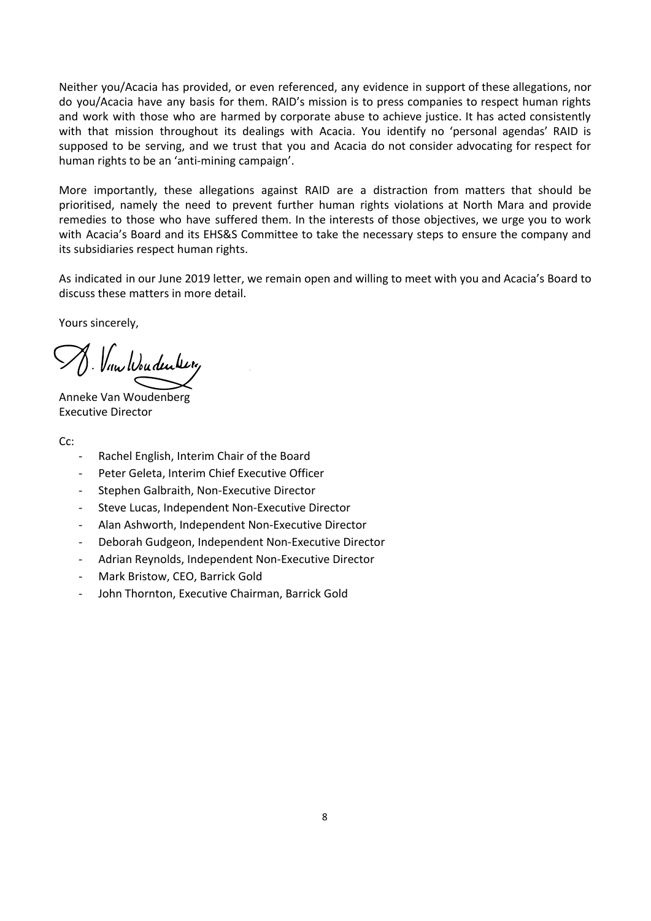Neither you/Acacia has provided, or even referenced, any evidence in support of these allegations, nor do you/Acacia have any basis for them. RAID's mission is to press companies to respect human rights and work with those who are harmed by corporate abuse to achieve justice. It has acted consistently with that mission throughout its dealings with Acacia. You identify no 'personal agendas' RAID is supposed to be serving, and we trust that you and Acacia do not consider advocating for respect for human rights to be an 'anti-mining campaign'.

More importantly, these allegations against RAID are a distraction from matters that should be prioritised, namely the need to prevent further human rights violations at North Mara and provide remedies to those who have suffered them. In the interests of those objectives, we urge you to work with Acacia's Board and its EHS&S Committee to take the necessary steps to ensure the company and its subsidiaries respect human rights.

As indicated in our June 2019 letter, we remain open and willing to meet with you and Acacia's Board to discuss these matters in more detail.

Yours sincerely,

Anneke Van Woudenberg
Executive Director

Cc:

- Rachel English, Interim Chair of the Board
- Peter Geleta, Interim Chief Executive Officer
- Stephen Galbraith, Non-Executive Director
- Steve Lucas, Independent Non-Executive Director
- Alan Ashworth, Independent Non-Executive Director
- Deborah Gudgeon, Independent Non-Executive Director
- Adrian Reynolds, Independent Non-Executive Director
- Mark Bristow, CEO, Barrick Gold
- John Thornton, Executive Chairman, Barrick Gold